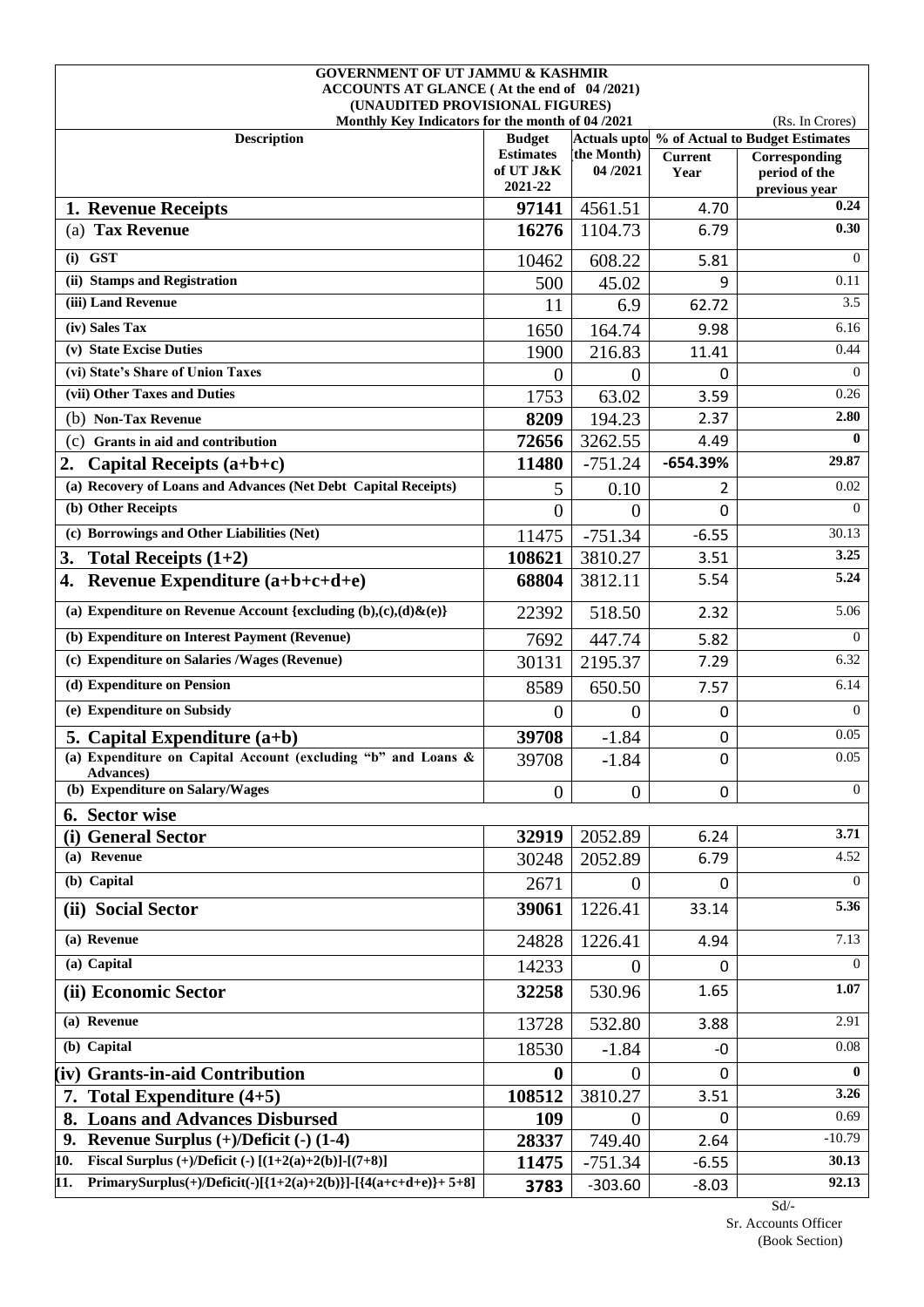**GOVERNMENT OF UT JAMMU & KASHMIR**
**ACCOUNTS AT GLANCE ( At the end of 04 /2021)**
**(UNAUDITED PROVISIONAL FIGURES)**
**Monthly Key Indicators for the month of 04 /2021** (Rs. In Crores)

| Description | Budget Estimates of UT J&K 2021-22 | Actuals upto (the Month) 04 /2021 | % of Actual to Budget Estimates | |
|---|---|---|---|---|
| | | | Current Year | Corresponding period of the previous year |
| **1. Revenue Receipts** | **97141** | 4561.51 | 4.70 | **0.24** |
| (a) **Tax Revenue** | **16276** | 1104.73 | 6.79 | **0.30** |
| **(i) GST** | 10462 | 608.22 | 5.81 | 0 |
| **(ii) Stamps and Registration** | 500 | 45.02 | 9 | 0.11 |
| **(iii) Land Revenue** | 11 | 6.9 | 62.72 | 3.5 |
| **(iv) Sales Tax** | 1650 | 164.74 | 9.98 | 6.16 |
| **(v) State Excise Duties** | 1900 | 216.83 | 11.41 | 0.44 |
| **(vi) State's Share of Union Taxes** | 0 | 0 | 0 | 0 |
| **(vii) Other Taxes and Duties** | 1753 | 63.02 | 3.59 | 0.26 |
| (b) **Non-Tax Revenue** | **8209** | 194.23 | 2.37 | **2.80** |
| (c) **Grants in aid and contribution** | **72656** | 3262.55 | 4.49 | **0** |
| **2. Capital Receipts (a+b+c)** | **11480** | -751.24 | **-654.39%** | **29.87** |
| **(a) Recovery of Loans and Advances (Net Debt Capital Receipts)** | 5 | 0.10 | 2 | 0.02 |
| **(b) Other Receipts** | 0 | 0 | 0 | 0 |
| **(c) Borrowings and Other Liabilities (Net)** | 11475 | -751.34 | -6.55 | 30.13 |
| **3. Total Receipts (1+2)** | **108621** | 3810.27 | 3.51 | **3.25** |
| **4. Revenue Expenditure (a+b+c+d+e)** | **68804** | 3812.11 | 5.54 | **5.24** |
| **(a) Expenditure on Revenue Account {excluding (b),(c),(d)&(e)}** | 22392 | 518.50 | 2.32 | 5.06 |
| **(b) Expenditure on Interest Payment (Revenue)** | 7692 | 447.74 | 5.82 | 0 |
| **(c) Expenditure on Salaries /Wages (Revenue)** | 30131 | 2195.37 | 7.29 | 6.32 |
| **(d) Expenditure on Pension** | 8589 | 650.50 | 7.57 | 6.14 |
| **(e) Expenditure on Subsidy** | 0 | 0 | 0 | 0 |
| **5. Capital Expenditure (a+b)** | **39708** | -1.84 | 0 | 0.05 |
| **(a) Expenditure on Capital Account (excluding "b" and Loans & Advances)** | 39708 | -1.84 | 0 | 0.05 |
| **(b) Expenditure on Salary/Wages** | 0 | 0 | 0 | 0 |
| **6. Sector wise** | | | | |
| **(i) General Sector** | **32919** | 2052.89 | 6.24 | **3.71** |
| **(a) Revenue** | 30248 | 2052.89 | 6.79 | 4.52 |
| **(b) Capital** | 2671 | 0 | 0 | 0 |
| **(ii) Social Sector** | **39061** | 1226.41 | 33.14 | **5.36** |
| **(a) Revenue** | 24828 | 1226.41 | 4.94 | 7.13 |
| **(a) Capital** | 14233 | 0 | 0 | 0 |
| **(ii) Economic Sector** | **32258** | 530.96 | 1.65 | **1.07** |
| **(a) Revenue** | 13728 | 532.80 | 3.88 | 2.91 |
| **(b) Capital** | 18530 | -1.84 | -0 | 0.08 |
| **(iv) Grants-in-aid Contribution** | **0** | 0 | 0 | **0** |
| **7. Total Expenditure (4+5)** | **108512** | 3810.27 | 3.51 | **3.26** |
| **8. Loans and Advances Disbursed** | **109** | 0 | 0 | 0.69 |
| **9. Revenue Surplus (+)/Deficit (-) (1-4)** | **28337** | 749.40 | 2.64 | -10.79 |
| **10. Fiscal Surplus (+)/Deficit (-) [(1+2(a)+2(b)]-[(7+8)]** | **11475** | -751.34 | -6.55 | **30.13** |
| **11. PrimarySurplus(+)/Deficit(-)[{1+2(a)+2(b)}]-[{4(a+c+d+e)}+ 5+8]** | **3783** | -303.60 | -8.03 | **92.13** |

Sd/-
Sr. Accounts Officer
(Book Section)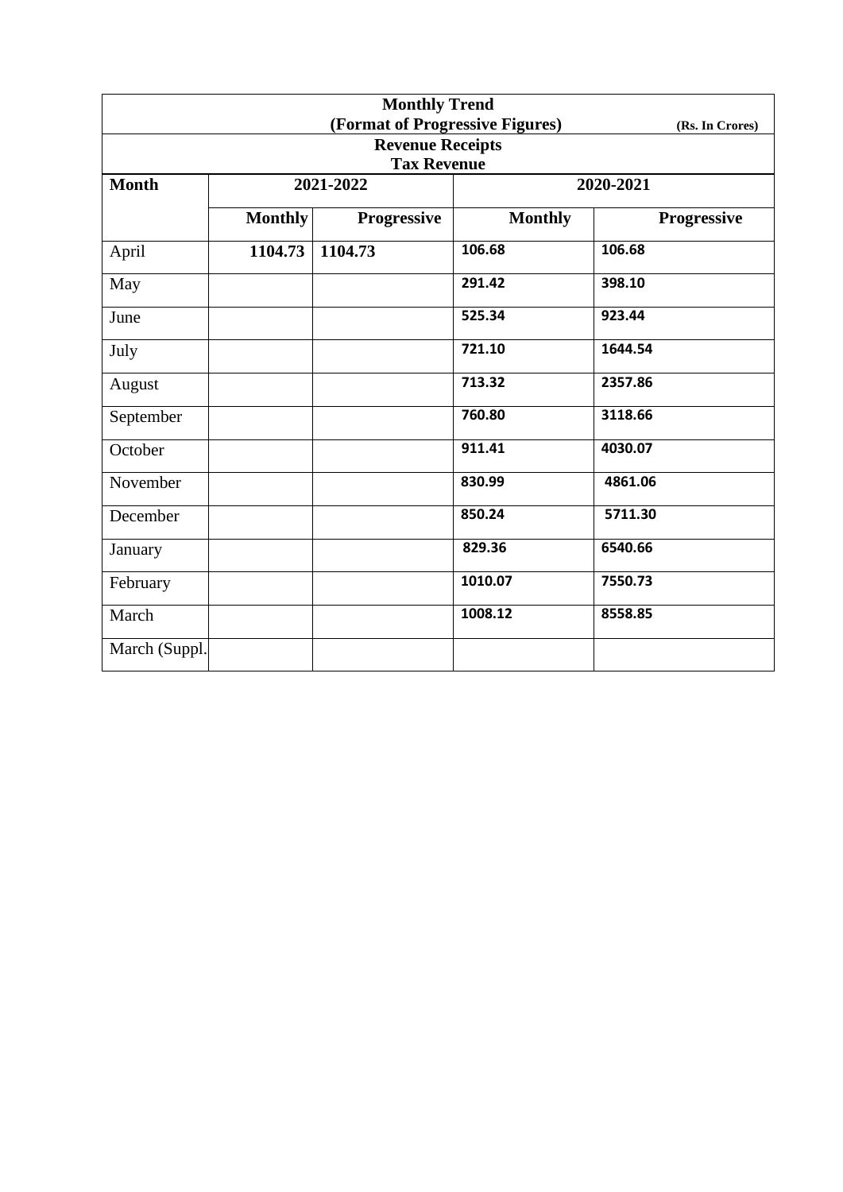**Monthly Trend**

**(Format of Progressive Figures)** **(Rs. In Crores)**

**Revenue Receipts**

**Tax Revenue**

| Month | 2021-2022 | | 2020-2021 | |
|---|---|---|---|---|
| | Monthly | Progressive | Monthly | Progressive |
| April | 1104.73 | 1104.73 | 106.68 | 106.68 |
| May | | | 291.42 | 398.10 |
| June | | | 525.34 | 923.44 |
| July | | | 721.10 | 1644.54 |
| August | | | 713.32 | 2357.86 |
| September | | | 760.80 | 3118.66 |
| October | | | 911.41 | 4030.07 |
| November | | | 830.99 | 4861.06 |
| December | | | 850.24 | 5711.30 |
| January | | | 829.36 | 6540.66 |
| February | | | 1010.07 | 7550.73 |
| March | | | 1008.12 | 8558.85 |
| March (Suppl. | | | | |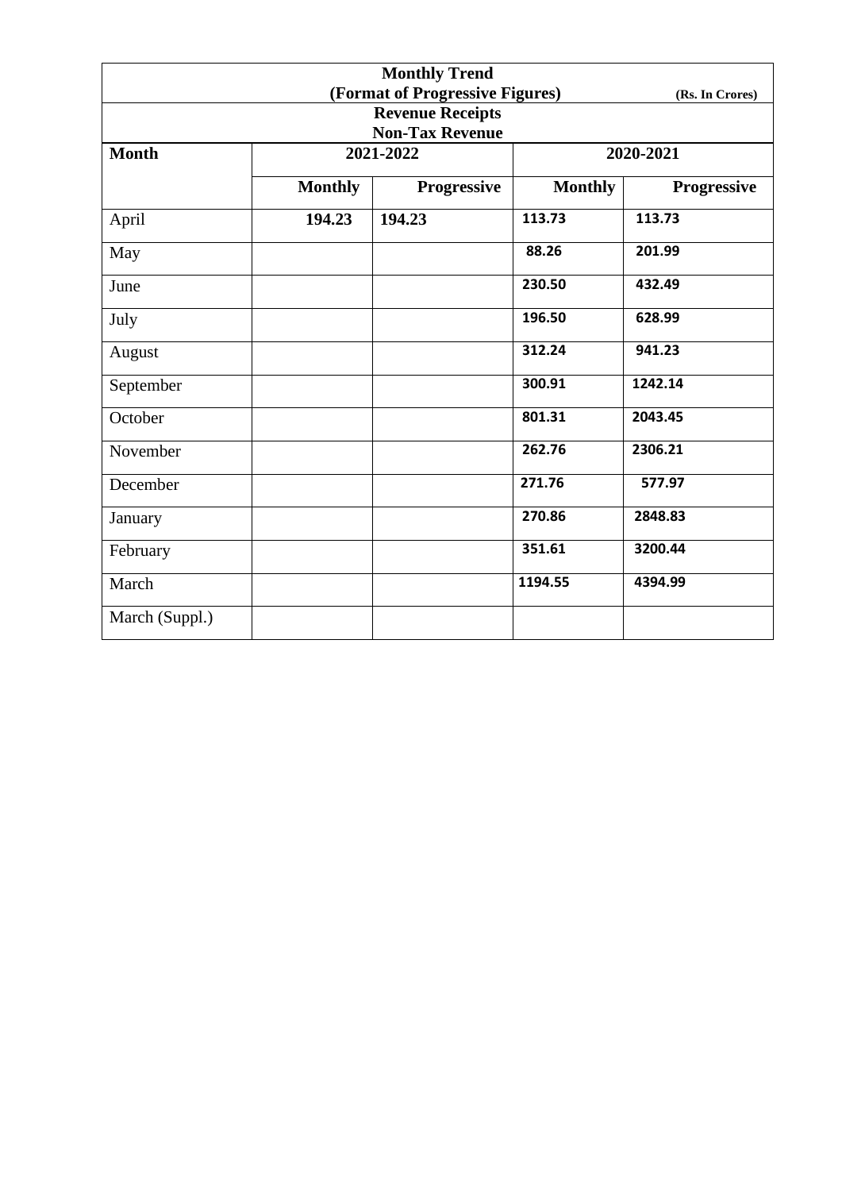| Monthly Trend (Format of Progressive Figures) Revenue Receipts Non-Tax Revenue (Rs. In Crores) | | | | |
|---|---|---|---|---|
| **Month** | **2021-2022** | | **2020-2021** | |
| | **Monthly** | **Progressive** | **Monthly** | **Progressive** |
| April | **194.23** | **194.23** | **113.73** | **113.73** |
| May | | | **88.26** | **201.99** |
| June | | | **230.50** | **432.49** |
| July | | | **196.50** | **628.99** |
| August | | | **312.24** | **941.23** |
| September | | | **300.91** | **1242.14** |
| October | | | **801.31** | **2043.45** |
| November | | | **262.76** | **2306.21** |
| December | | | **271.76** | **577.97** |
| January | | | **270.86** | **2848.83** |
| February | | | **351.61** | **3200.44** |
| March | | | **1194.55** | **4394.99** |
| March (Suppl.) | | | | |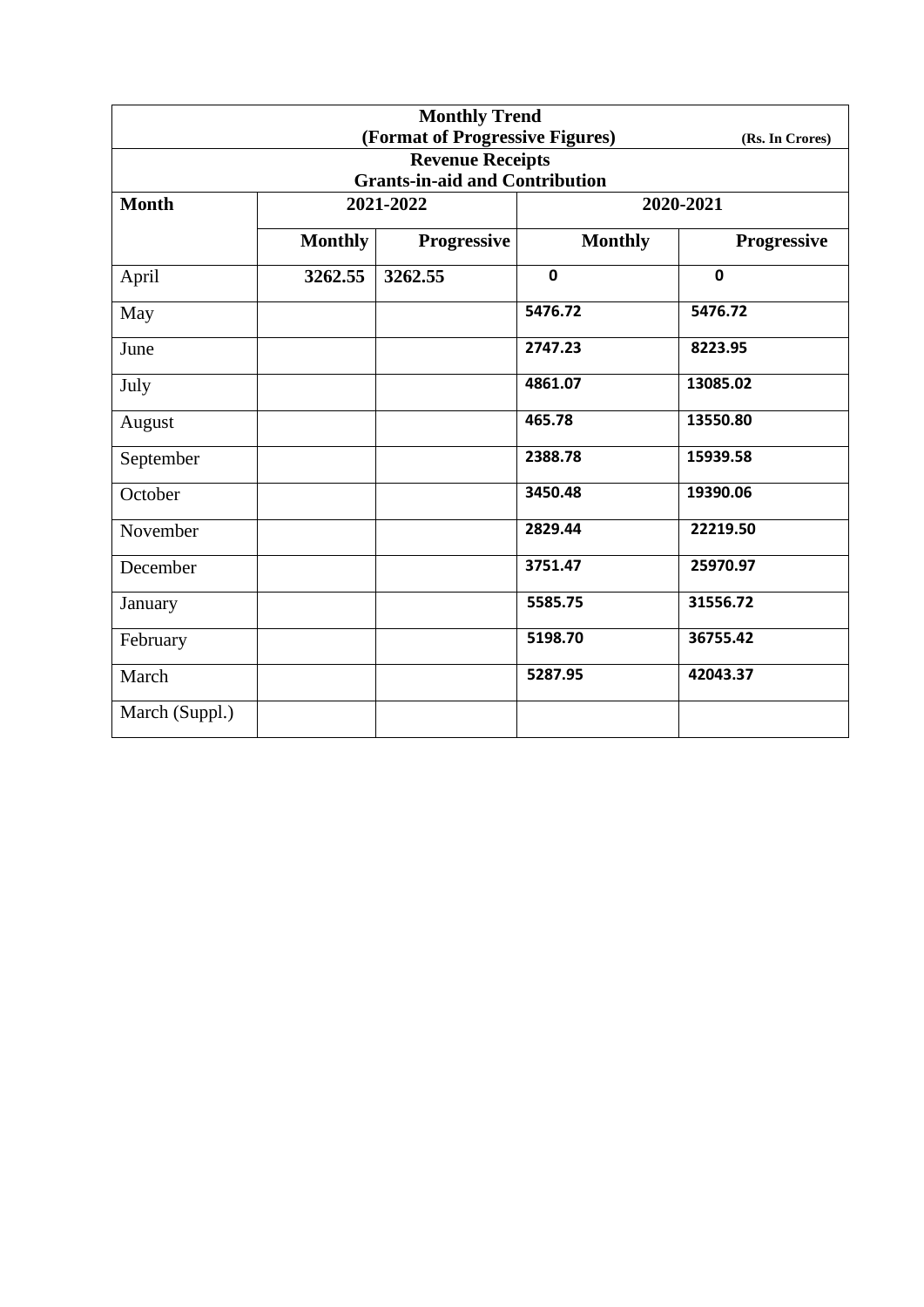**Monthly Trend**
**(Format of Progressive Figures)** **(Rs. In Crores)**

**Revenue Receipts**
**Grants-in-aid and Contribution**

| Month | 2021-2022 | | 2020-2021 | |
|---|---|---|---|---|
| | Monthly | Progressive | Monthly | Progressive |
| April | 3262.55 | 3262.55 | 0 | 0 |
| May | | | 5476.72 | 5476.72 |
| June | | | 2747.23 | 8223.95 |
| July | | | 4861.07 | 13085.02 |
| August | | | 465.78 | 13550.80 |
| September | | | 2388.78 | 15939.58 |
| October | | | 3450.48 | 19390.06 |
| November | | | 2829.44 | 22219.50 |
| December | | | 3751.47 | 25970.97 |
| January | | | 5585.75 | 31556.72 |
| February | | | 5198.70 | 36755.42 |
| March | | | 5287.95 | 42043.37 |
| March (Suppl.) | | | | |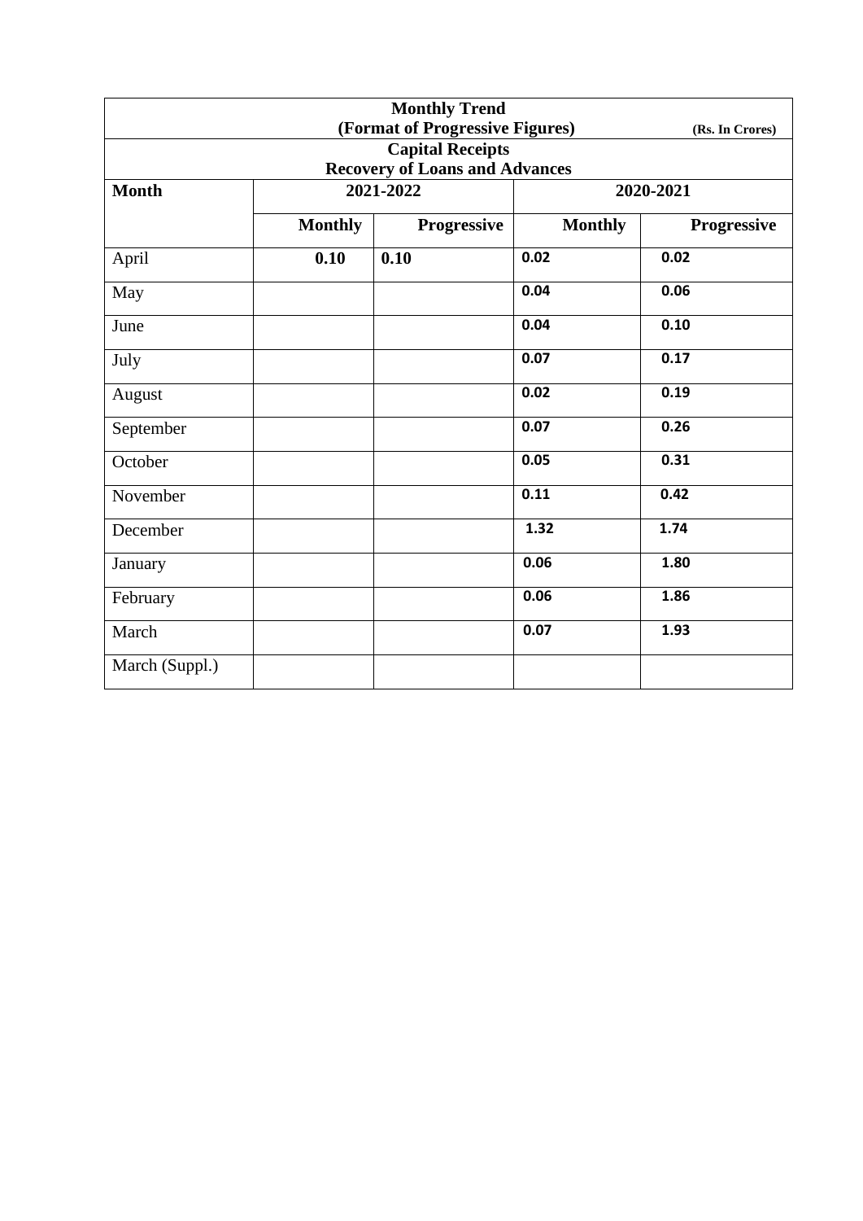| Monthly Trend (Format of Progressive Figures) (Rs. In Crores) Capital Receipts Recovery of Loans and Advances | | | | |
|---|---|---|---|---|
| **Month** | **2021-2022** | | **2020-2021** | |
| | **Monthly** | **Progressive** | **Monthly** | **Progressive** |
| April | **0.10** | **0.10** | 0.02 | 0.02 |
| May | | | 0.04 | 0.06 |
| June | | | 0.04 | 0.10 |
| July | | | 0.07 | 0.17 |
| August | | | 0.02 | 0.19 |
| September | | | 0.07 | 0.26 |
| October | | | 0.05 | 0.31 |
| November | | | 0.11 | 0.42 |
| December | | | 1.32 | 1.74 |
| January | | | 0.06 | 1.80 |
| February | | | 0.06 | 1.86 |
| March | | | 0.07 | 1.93 |
| March (Suppl.) | | | | |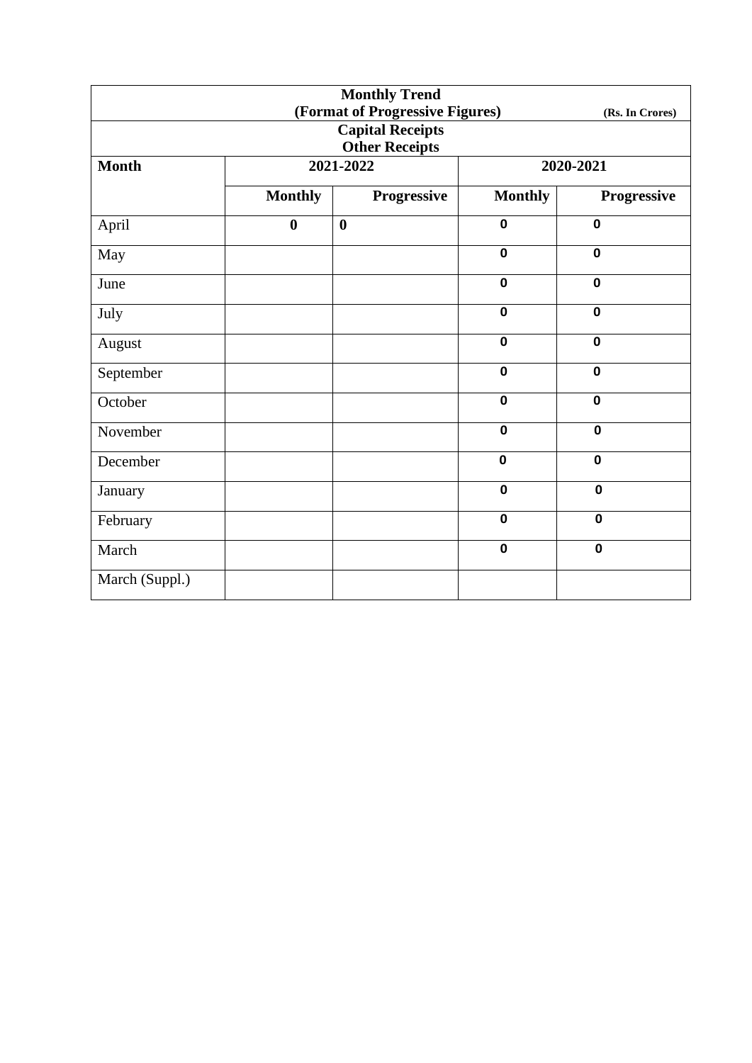| Monthly Trend (Format of Progressive Figures) (Rs. In Crores) | | | | |
|---|---|---|---|---|
| **Capital Receipts** **Other Receipts** | | | | |
| **Month** | **2021-2022** | | **2020-2021** | |
| | **Monthly** | **Progressive** | **Monthly** | **Progressive** |
| April | **0** | **0** | **0** | **0** |
| May | | | **0** | **0** |
| June | | | **0** | **0** |
| July | | | **0** | **0** |
| August | | | **0** | **0** |
| September | | | **0** | **0** |
| October | | | **0** | **0** |
| November | | | **0** | **0** |
| December | | | **0** | **0** |
| January | | | **0** | **0** |
| February | | | **0** | **0** |
| March | | | **0** | **0** |
| March (Suppl.) | | | | |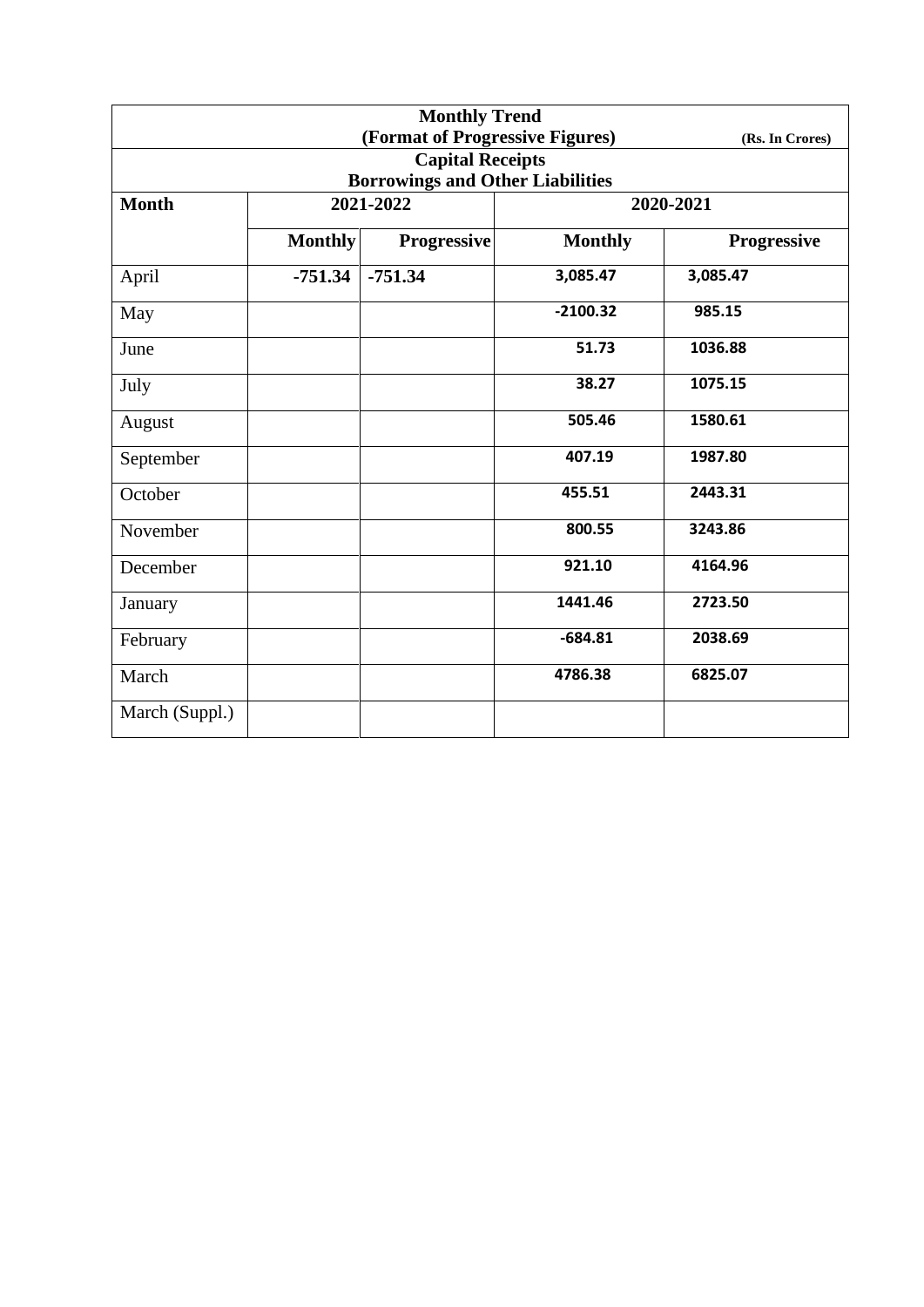| Monthly Trend (Format of Progressive Figures) (Rs. In Crores) | | | | |
|---|---|---|---|---|
| **Capital Receipts Borrowings and Other Liabilities** | | | | |
| **Month** | **2021-2022** | | **2020-2021** | |
| | **Monthly** | **Progressive** | **Monthly** | **Progressive** |
| April | **-751.34** | **-751.34** | **3,085.47** | **3,085.47** |
| May | | | **-2100.32** | **985.15** |
| June | | | **51.73** | **1036.88** |
| July | | | **38.27** | **1075.15** |
| August | | | **505.46** | **1580.61** |
| September | | | **407.19** | **1987.80** |
| October | | | **455.51** | **2443.31** |
| November | | | **800.55** | **3243.86** |
| December | | | **921.10** | **4164.96** |
| January | | | **1441.46** | **2723.50** |
| February | | | **-684.81** | **2038.69** |
| March | | | **4786.38** | **6825.07** |
| March (Suppl.) | | | | |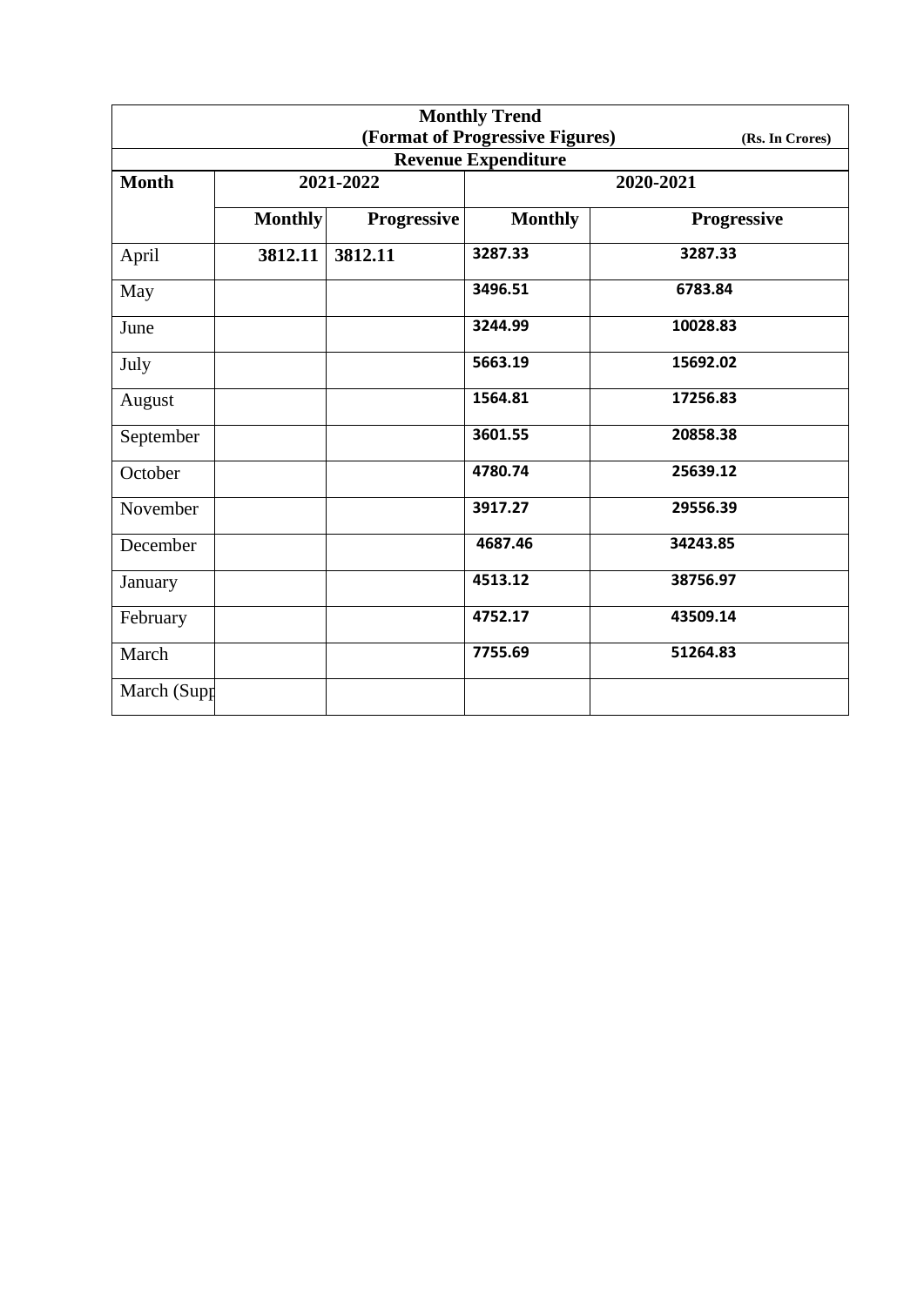**Monthly Trend**

**(Format of Progressive Figures)** **(Rs. In Crores)**

**Revenue Expenditure**

| **Month** | **2021-2022** | | **2020-2021** | |
|---|---|---|---|---|
| | **Monthly** | **Progressive** | **Monthly** | **Progressive** |
| April | **3812.11** | **3812.11** | **3287.33** | **3287.33** |
| May | | | **3496.51** | **6783.84** |
| June | | | **3244.99** | **10028.83** |
| July | | | **5663.19** | **15692.02** |
| August | | | **1564.81** | **17256.83** |
| September | | | **3601.55** | **20858.38** |
| October | | | **4780.74** | **25639.12** |
| November | | | **3917.27** | **29556.39** |
| December | | | **4687.46** | **34243.85** |
| January | | | **4513.12** | **38756.97** |
| February | | | **4752.17** | **43509.14** |
| March | | | **7755.69** | **51264.83** |
| March (Supp | | | | |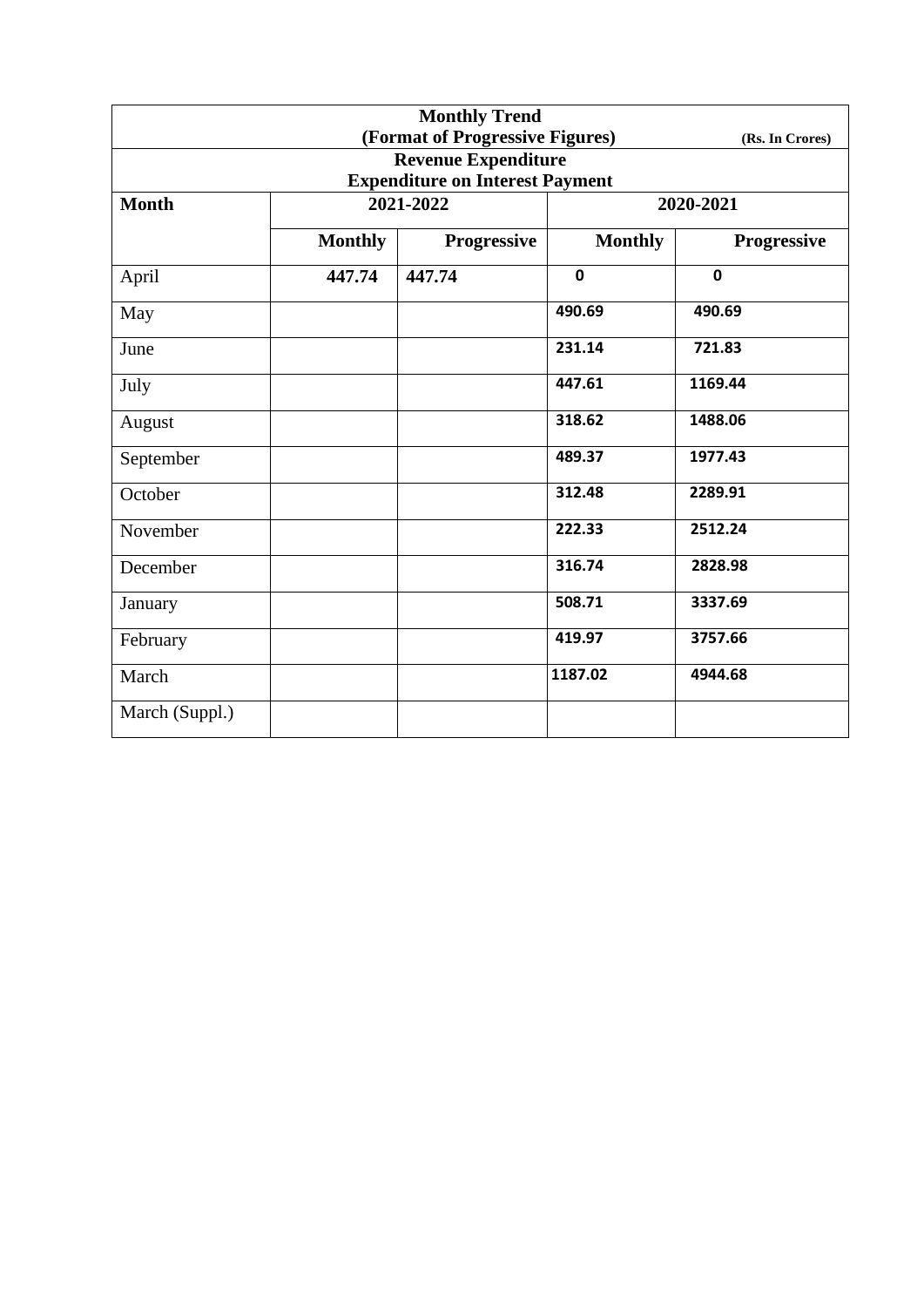**Monthly Trend**

**(Format of Progressive Figures)** (Rs. In Crores)

**Revenue Expenditure**

**Expenditure on Interest Payment**

| Month | 2021-2022 | | 2020-2021 | |
|---|---|---|---|---|
| | Monthly | Progressive | Monthly | Progressive |
| April | 447.74 | 447.74 | 0 | 0 |
| May | | | 490.69 | 490.69 |
| June | | | 231.14 | 721.83 |
| July | | | 447.61 | 1169.44 |
| August | | | 318.62 | 1488.06 |
| September | | | 489.37 | 1977.43 |
| October | | | 312.48 | 2289.91 |
| November | | | 222.33 | 2512.24 |
| December | | | 316.74 | 2828.98 |
| January | | | 508.71 | 3337.69 |
| February | | | 419.97 | 3757.66 |
| March | | | 1187.02 | 4944.68 |
| March (Suppl.) | | | | |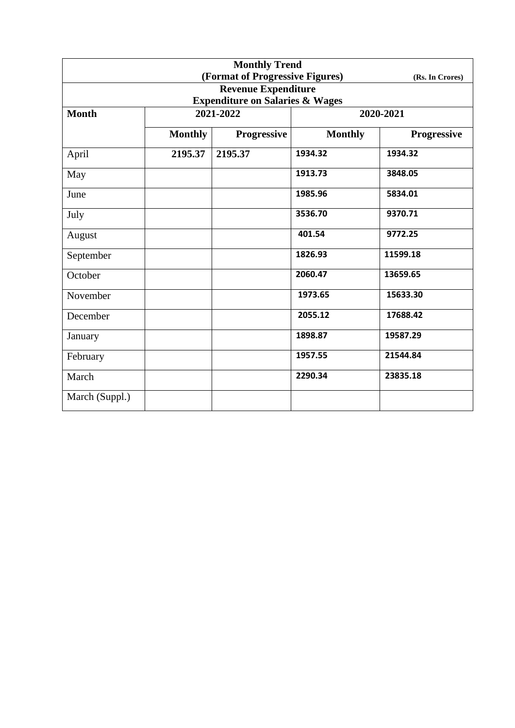**Monthly Trend**
**(Format of Progressive Figures)** **(Rs. In Crores)**

**Revenue Expenditure**
**Expenditure on Salaries & Wages**

| Month | 2021-2022 | | 2020-2021 | |
|---|---|---|---|---|
| | Monthly | Progressive | Monthly | Progressive |
| April | 2195.37 | 2195.37 | 1934.32 | 1934.32 |
| May | | | 1913.73 | 3848.05 |
| June | | | 1985.96 | 5834.01 |
| July | | | 3536.70 | 9370.71 |
| August | | | 401.54 | 9772.25 |
| September | | | 1826.93 | 11599.18 |
| October | | | 2060.47 | 13659.65 |
| November | | | 1973.65 | 15633.30 |
| December | | | 2055.12 | 17688.42 |
| January | | | 1898.87 | 19587.29 |
| February | | | 1957.55 | 21544.84 |
| March | | | 2290.34 | 23835.18 |
| March (Suppl.) | | | | |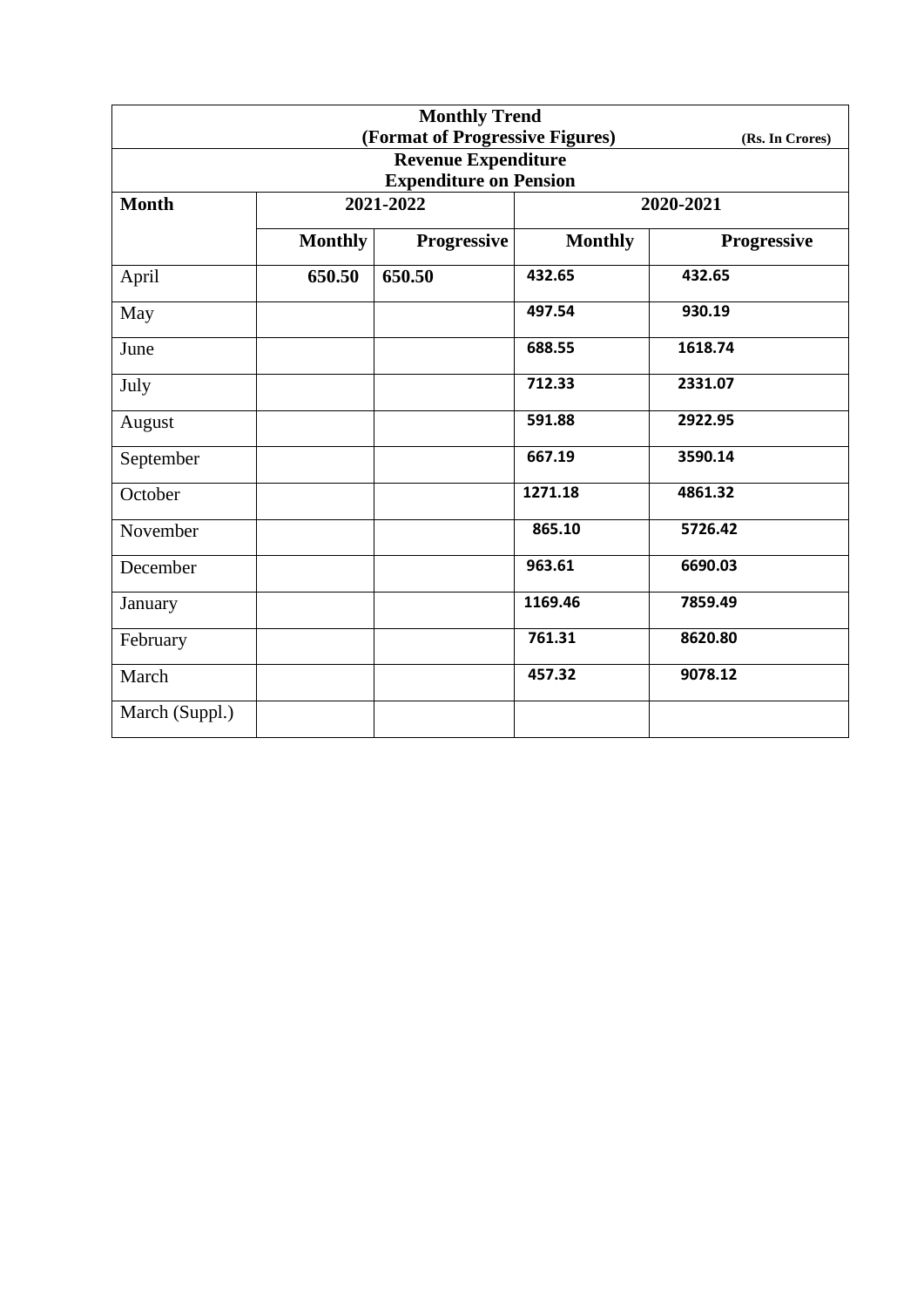| Monthly Trend<br>(Format of Progressive Figures) (Rs. In Crores)<br>Revenue Expenditure<br>Expenditure on Pension | | | | |
|---|---|---|---|---|
| **Month** | **2021-2022** | | **2020-2021** | |
| | **Monthly** | **Progressive** | **Monthly** | **Progressive** |
| April | **650.50** | **650.50** | **432.65** | **432.65** |
| May | | | **497.54** | **930.19** |
| June | | | **688.55** | **1618.74** |
| July | | | **712.33** | **2331.07** |
| August | | | **591.88** | **2922.95** |
| September | | | **667.19** | **3590.14** |
| October | | | **1271.18** | **4861.32** |
| November | | | **865.10** | **5726.42** |
| December | | | **963.61** | **6690.03** |
| January | | | **1169.46** | **7859.49** |
| February | | | **761.31** | **8620.80** |
| March | | | **457.32** | **9078.12** |
| March (Suppl.) | | | | |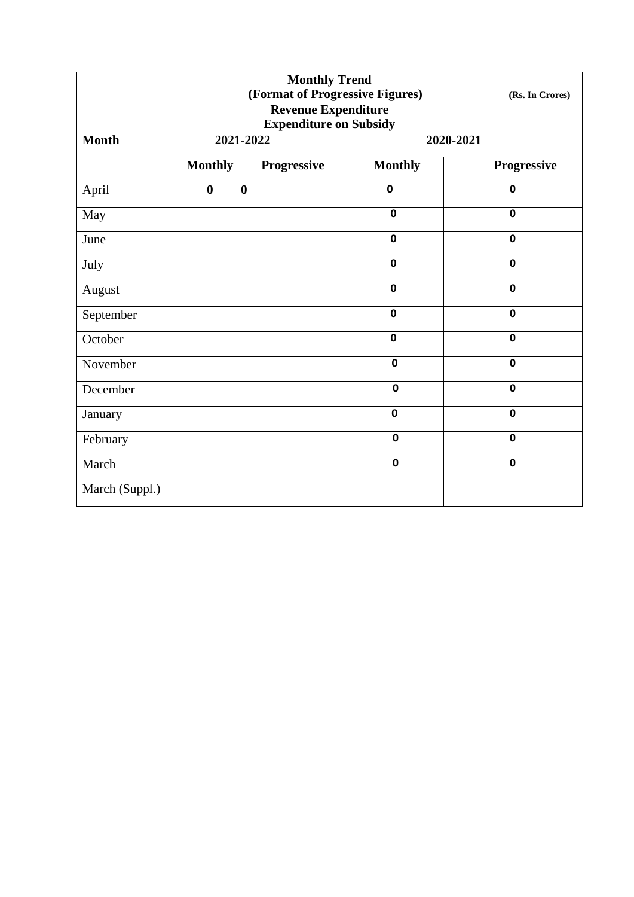**Monthly Trend**
**(Format of Progressive Figures)** **(Rs. In Crores)**
**Revenue Expenditure**
**Expenditure on Subsidy**

| Month | 2021-2022 | | 2020-2021 | |
|---|---|---|---|---|
| | Monthly | Progressive | Monthly | Progressive |
| April | **0** | **0** | **0** | **0** |
| May | | | **0** | **0** |
| June | | | **0** | **0** |
| July | | | **0** | **0** |
| August | | | **0** | **0** |
| September | | | **0** | **0** |
| October | | | **0** | **0** |
| November | | | **0** | **0** |
| December | | | **0** | **0** |
| January | | | **0** | **0** |
| February | | | **0** | **0** |
| March | | | **0** | **0** |
| March (Suppl.) | | | | |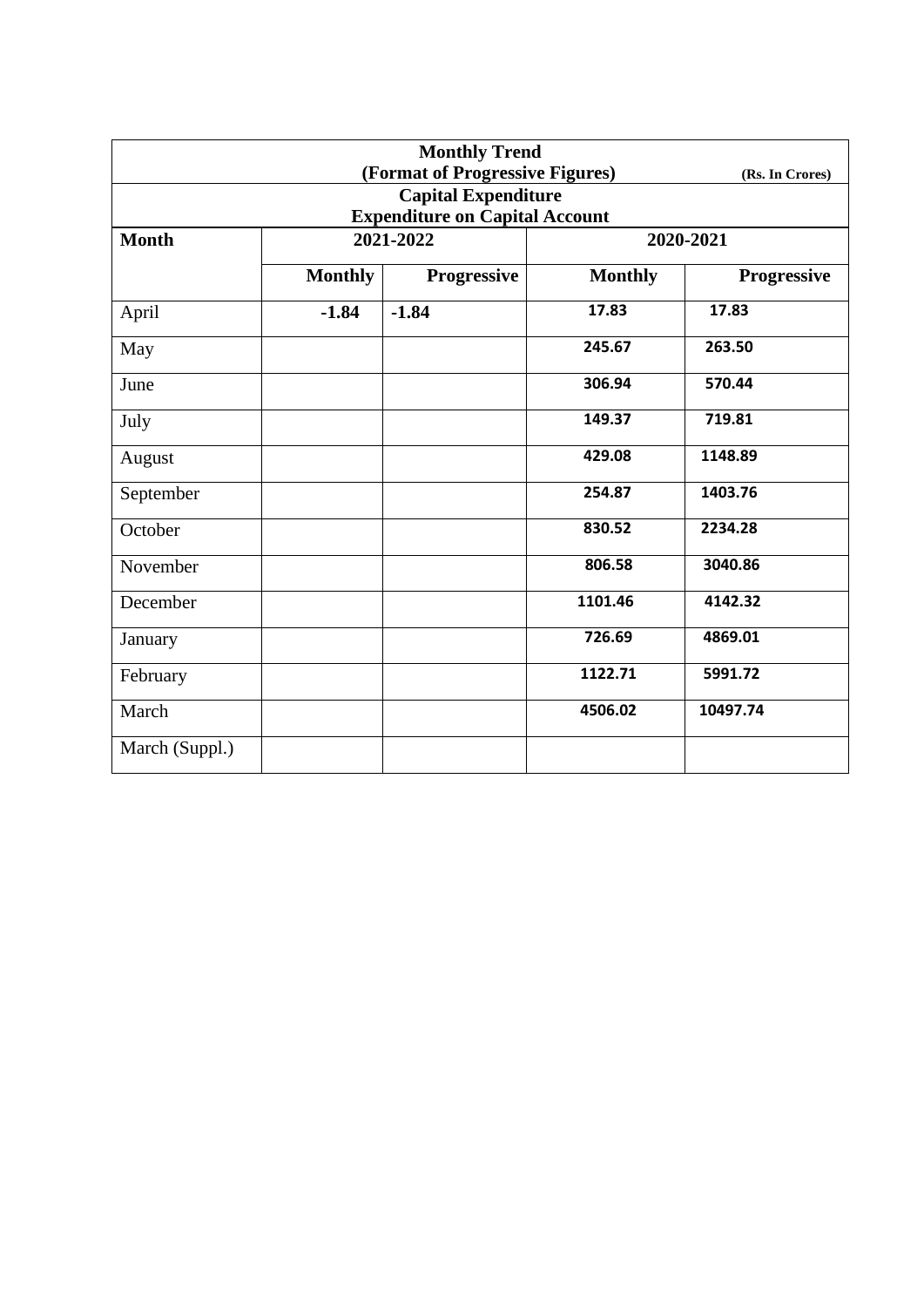| Monthly Trend (Format of Progressive Figures) (Rs. In Crores) | | | | |
|---|---|---|---|---|
| **Capital Expenditure Expenditure on Capital Account** | | | | |
| **Month** | **2021-2022** | | **2020-2021** | |
| | **Monthly** | **Progressive** | **Monthly** | **Progressive** |
| April | **-1.84** | **-1.84** | **17.83** | **17.83** |
| May | | | **245.67** | **263.50** |
| June | | | **306.94** | **570.44** |
| July | | | **149.37** | **719.81** |
| August | | | **429.08** | **1148.89** |
| September | | | **254.87** | **1403.76** |
| October | | | **830.52** | **2234.28** |
| November | | | **806.58** | **3040.86** |
| December | | | **1101.46** | **4142.32** |
| January | | | **726.69** | **4869.01** |
| February | | | **1122.71** | **5991.72** |
| March | | | **4506.02** | **10497.74** |
| March (Suppl.) | | | | |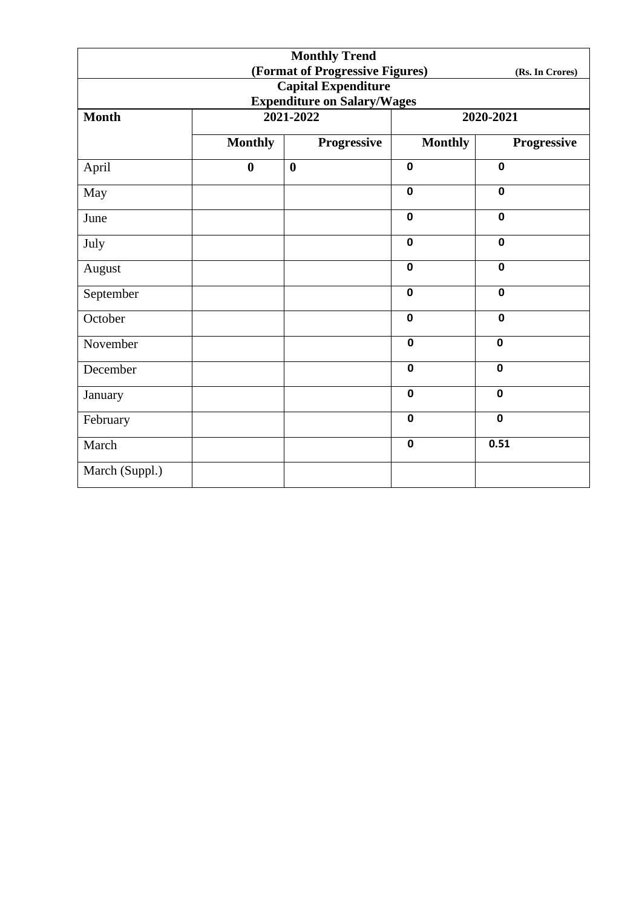| Monthly Trend (Format of Progressive Figures) Capital Expenditure Expenditure on Salary/Wages (Rs. In Crores) | | | | |
|---|---|---|---|---|
| **Month** | **2021-2022** | | **2020-2021** | |
| | **Monthly** | **Progressive** | **Monthly** | **Progressive** |
| April | **0** | **0** | **0** | **0** |
| May | | | **0** | **0** |
| June | | | **0** | **0** |
| July | | | **0** | **0** |
| August | | | **0** | **0** |
| September | | | **0** | **0** |
| October | | | **0** | **0** |
| November | | | **0** | **0** |
| December | | | **0** | **0** |
| January | | | **0** | **0** |
| February | | | **0** | **0** |
| March | | | **0** | **0.51** |
| March (Suppl.) | | | | |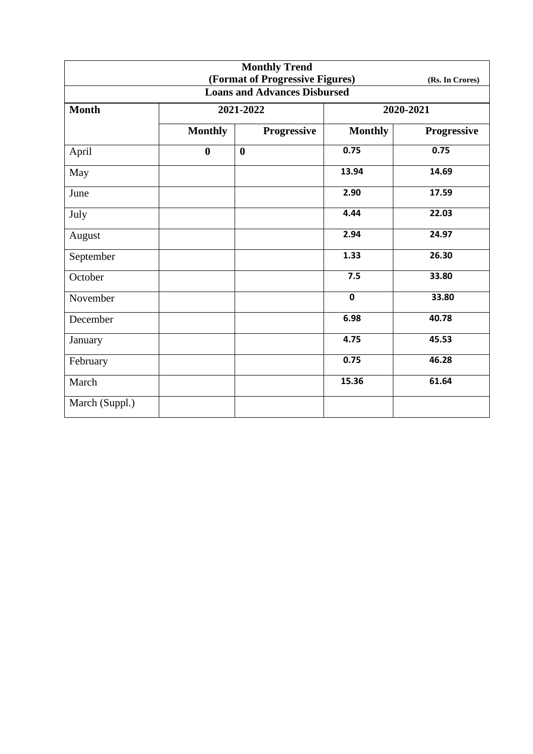| Monthly Trend (Format of Progressive Figures) (Rs. In Crores) | | | | |
|---|---|---|---|---|
| **Loans and Advances Disbursed** | | | | |
| **Month** | **2021-2022** | | **2020-2021** | |
| | **Monthly** | **Progressive** | **Monthly** | **Progressive** |
| April | **0** | **0** | **0.75** | **0.75** |
| May | | | **13.94** | **14.69** |
| June | | | **2.90** | **17.59** |
| July | | | **4.44** | **22.03** |
| August | | | **2.94** | **24.97** |
| September | | | **1.33** | **26.30** |
| October | | | **7.5** | **33.80** |
| November | | | **0** | **33.80** |
| December | | | **6.98** | **40.78** |
| January | | | **4.75** | **45.53** |
| February | | | **0.75** | **46.28** |
| March | | | **15.36** | **61.64** |
| March (Suppl.) | | | | |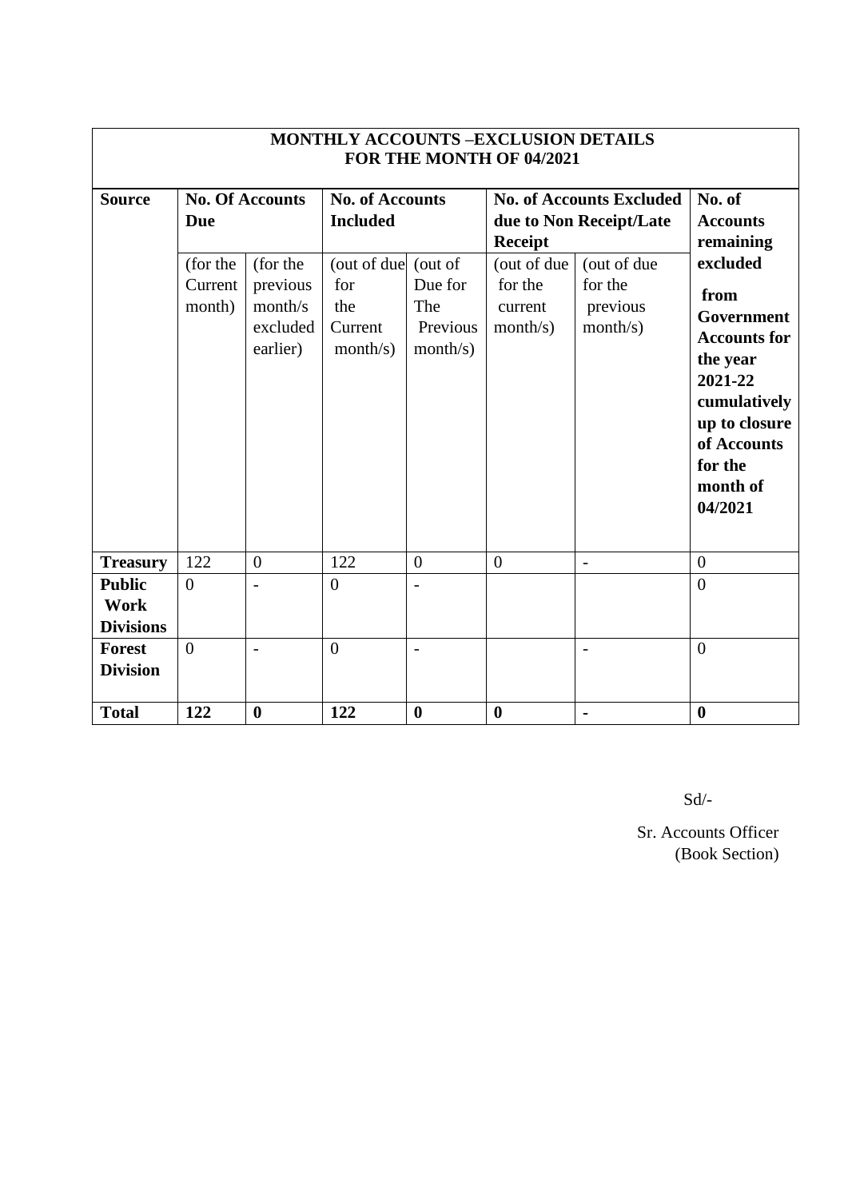| MONTHLY ACCOUNTS –EXCLUSION DETAILS FOR THE MONTH OF 04/2021 | | | | | | | |
|---|---|---|---|---|---|---|---|
| **Source** | **No. Of Accounts Due** | | **No. of Accounts Included** | | **No. of Accounts Excluded due to Non Receipt/Late Receipt** | | **No. of Accounts remaining excluded from Government Accounts for the year 2021-22 cumulatively up to closure of Accounts for the month of 04/2021** |
| | (for the Current month) | (for the previous month/s excluded earlier) | (out of due for the Current month/s) | (out of Due for The Previous month/s) | (out of due for the current month/s) | (out of due for the previous month/s) | |
| **Treasury** | 122 | 0 | 122 | 0 | 0 | - | 0 |
| **Public Work Divisions** | 0 | - | 0 | - | | | 0 |
| **Forest Division** | 0 | - | 0 | - | | - | 0 |
| **Total** | **122** | **0** | **122** | **0** | **0** | **-** | **0** |

Sd/-

Sr. Accounts Officer
(Book Section)